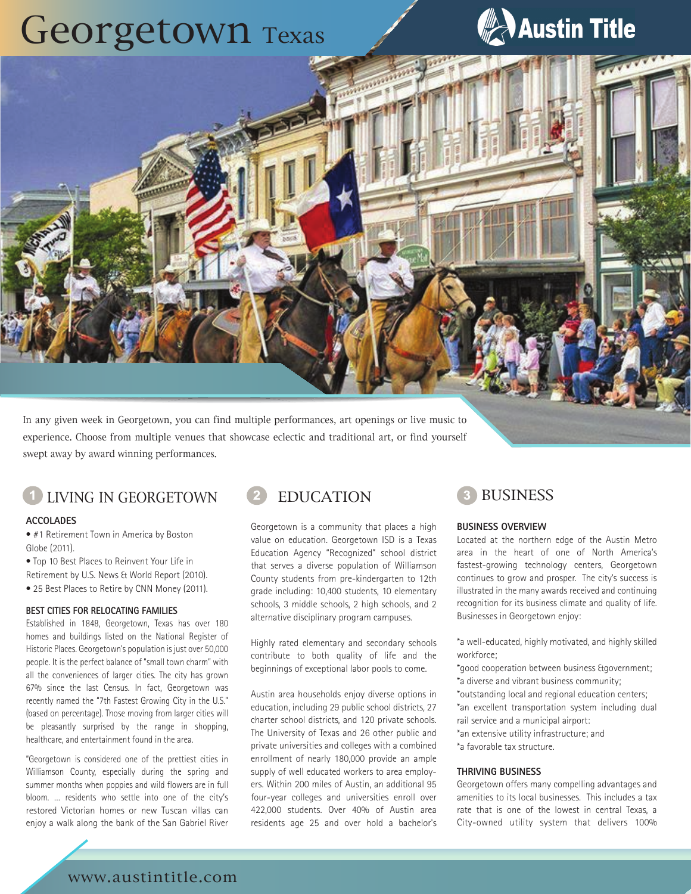# Georgetown Texas

Austin Title

In any given week in Georgetown, you can find multiple performances, art openings or live music to experience. Choose from multiple venues that showcase eclectic and traditional art, or find yourself swept away by award winning performances.

## 1 LIVING IN GEORGETOWN

### ACCOLADES

- #1 Retirement Town in America by Boston Globe (2011).
- Top 10 Best Places to Reinvent Your Life in Retirement by U.S. News & World Report (2010).
- 25 Best Places to Retire by CNN Money (2011).

### BEST CITIES FOR RELOCATING FAMILIES

Established in 1848, Georgetown, Texas has over 180 homes and buildings listed on the National Register of Historic Places. Georgetown's population is just over 50,000 people. It is the perfect balance of "small town charm" with all the conveniences of larger cities. The city has grown 67% since the last Census. In fact, Georgetown was recently named the "7th Fastest Growing City in the U.S." (based on percentage). Those moving from larger cities will be pleasantly surprised by the range in shopping, healthcare, and entertainment found in the area.

"Georgetown is considered one of the prettiest cities in Williamson County, especially during the spring and summer months when poppies and wild flowers are in full bloom. ... residents who settle into one of the city's restored Victorian homes or new Tuscan villas can enjoy a walk along the bank of the San Gabriel River

## 2 EDUCATION

Georgetown is a community that places a high value on education. Georgetown ISD is a Texas Education Agency "Recognized" school district that serves a diverse population of Williamson County students from pre-kindergarten to 12th grade including: 10,400 students, 10 elementary schools, 3 middle schools, 2 high schools, and 2 alternative disciplinary program campuses.

Highly rated elementary and secondary schools contribute to both quality of life and the beginnings of exceptional labor pools to come.

Austin area households enjoy diverse options in education, including 29 public school districts, 27 charter school districts, and 120 private schools. The University of Texas and 26 other public and private universities and colleges with a combined enrollment of nearly 180,000 provide an ample supply of well educated workers to area employers. Within 200 miles of Austin, an additional 95 four-year colleges and universities enroll over 422,000 students. Over 40% of Austin area residents age 25 and over hold a bachelor's

## 3 BUSINESS

### BUSINESS OVERVIEW

Located at the northern edge of the Austin Metro area in the heart of one of North America's fastest-growing technology centers, Georgetown continues to grow and prosper. The city's success is illustrated in the many awards received and continuing recognition for its business climate and quality of life. Businesses in Georgetown enjoy:

*a well-educated, highly motivated, and highly skilled workforce;
*good cooperation between business &government;
*a diverse and vibrant business community;
*outstanding local and regional education centers;
*an excellent transportation system including dual rail service and a municipal airport:
*an extensive utility infrastructure; and
*a favorable tax structure.

### THRIVING BUSINESS

Georgetown offers many compelling advantages and amenities to its local businesses. This includes a tax rate that is one of the lowest in central Texas, a City-owned utility system that delivers 100%

www.austintitle.com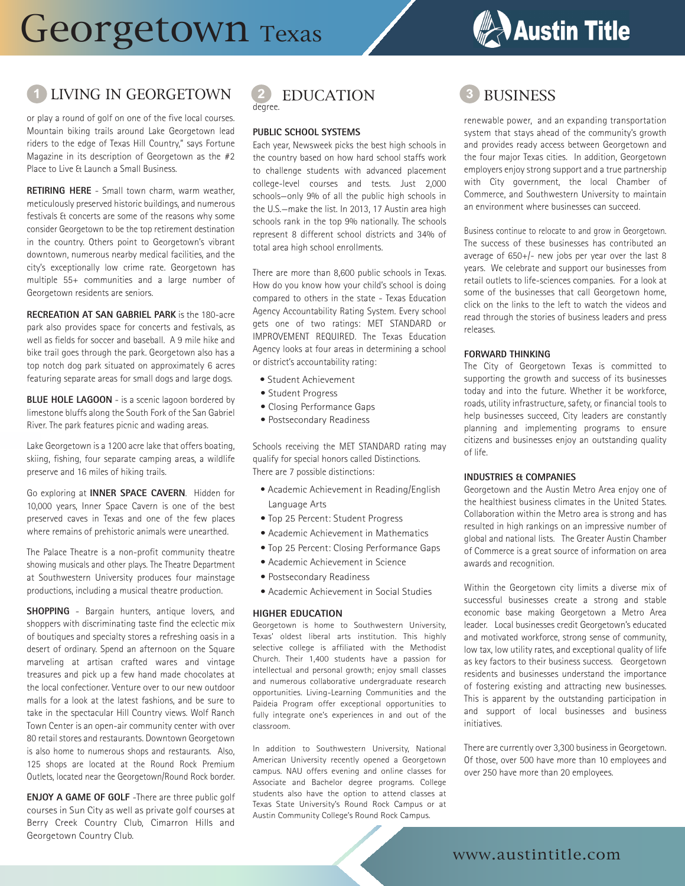## 1 LIVING IN GEORGETOWN

or play a round of golf on one of the five local courses. Mountain biking trails around Lake Georgetown lead riders to the edge of Texas Hill Country," says Fortune Magazine in its description of Georgetown as the #2 Place to Live & Launch a Small Business.

**RETIRING HERE** - Small town charm, warm weather, meticulously preserved historic buildings, and numerous festivals & concerts are some of the reasons why some consider Georgetown to be the top retirement destination in the country. Others point to Georgetown's vibrant downtown, numerous nearby medical facilities, and the city's exceptionally low crime rate. Georgetown has multiple 55+ communities and a large number of Georgetown residents are seniors.

**RECREATION AT SAN GABRIEL PARK** is the 180-acre park also provides space for concerts and festivals, as well as fields for soccer and baseball. A 9 mile hike and bike trail goes through the park. Georgetown also has a top notch dog park situated on approximately 6 acres featuring separate areas for small dogs and large dogs.

**BLUE HOLE LAGOON** - is a scenic lagoon bordered by limestone bluffs along the South Fork of the San Gabriel River. The park features picnic and wading areas.

Lake Georgetown is a 1200 acre lake that offers boating, skiing, fishing, four separate camping areas, a wildlife preserve and 16 miles of hiking trails.

Go exploring at **INNER SPACE CAVERN**. Hidden for 10,000 years, Inner Space Cavern is one of the best preserved caves in Texas and one of the few places where remains of prehistoric animals were unearthed.

The Palace Theatre is a non-profit community theatre showing musicals and other plays. The Theatre Department at Southwestern University produces four mainstage productions, including a musical theatre production.

**SHOPPING** - Bargain hunters, antique lovers, and shoppers with discriminating taste find the eclectic mix of boutiques and specialty stores a refreshing oasis in a desert of ordinary. Spend an afternoon on the Square marveling at artisan crafted wares and vintage treasures and pick up a few hand made chocolates at the local confectioner. Venture over to our new outdoor malls for a look at the latest fashions, and be sure to take in the spectacular Hill Country views. Wolf Ranch Town Center is an open-air community center with over 80 retail stores and restaurants. Downtown Georgetown is also home to numerous shops and restaurants. Also, 125 shops are located at the Round Rock Premium Outlets, located near the Georgetown/Round Rock border.

**ENJOY A GAME OF GOLF** -There are three public golf courses in Sun City as well as private golf courses at Berry Creek Country Club, Cimarron Hills and Georgetown Country Club.

## 2 EDUCATION

degree.

### PUBLIC SCHOOL SYSTEMS

Each year, Newsweek picks the best high schools in the country based on how hard school staffs work to challenge students with advanced placement college-level courses and tests. Just 2,000 schools—only 9% of all the public high schools in the U.S.—make the list. In 2013, 17 Austin area high schools rank in the top 9% nationally. The schools represent 8 different school districts and 34% of total area high school enrollments.

There are more than 8,600 public schools in Texas. How do you know how your child's school is doing compared to others in the state - Texas Education Agency Accountability Rating System. Every school gets one of two ratings: MET STANDARD or IMPROVEMENT REQUIRED. The Texas Education Agency looks at four areas in determining a school or district's accountability rating:

- Student Achievement
- Student Progress
- Closing Performance Gaps
- Postsecondary Readiness

Schools receiving the MET STANDARD rating may qualify for special honors called Distinctions. There are 7 possible distinctions:

- Academic Achievement in Reading/English Language Arts
- Top 25 Percent: Student Progress
- Academic Achievement in Mathematics
- Top 25 Percent: Closing Performance Gaps
- Academic Achievement in Science
- Postsecondary Readiness
- Academic Achievement in Social Studies

### HIGHER EDUCATION

Georgetown is home to Southwestern University, Texas' oldest liberal arts institution. This highly selective college is affiliated with the Methodist Church. Their 1,400 students have a passion for intellectual and personal growth; enjoy small classes and numerous collaborative undergraduate research opportunities. Living-Learning Communities and the Paideia Program offer exceptional opportunities to fully integrate one's experiences in and out of the classroom.

In addition to Southwestern University, National American University recently opened a Georgetown campus. NAU offers evening and online classes for Associate and Bachelor degree programs. College students also have the option to attend classes at Texas State University's Round Rock Campus or at Austin Community College's Round Rock Campus.

## 3 BUSINESS

renewable power, and an expanding transportation system that stays ahead of the community's growth and provides ready access between Georgetown and the four major Texas cities. In addition, Georgetown employers enjoy strong support and a true partnership with City government, the local Chamber of Commerce, and Southwestern University to maintain an environment where businesses can succeed.

Business continue to relocate to and grow in Georgetown. The success of these businesses has contributed an average of 650+/- new jobs per year over the last 8 years. We celebrate and support our businesses from retail outlets to life-sciences companies. For a look at some of the businesses that call Georgetown home, click on the links to the left to watch the videos and read through the stories of business leaders and press releases.

### FORWARD THINKING

The City of Georgetown Texas is committed to supporting the growth and success of its businesses today and into the future. Whether it be workforce, roads, utility infrastructure, safety, or financial tools to help businesses succeed, City leaders are constantly planning and implementing programs to ensure citizens and businesses enjoy an outstanding quality of life.

### INDUSTRIES & COMPANIES

Georgetown and the Austin Metro Area enjoy one of the healthiest business climates in the United States. Collaboration within the Metro area is strong and has resulted in high rankings on an impressive number of global and national lists. The Greater Austin Chamber of Commerce is a great source of information on area awards and recognition.

Within the Georgetown city limits a diverse mix of successful businesses create a strong and stable economic base making Georgetown a Metro Area leader. Local businesses credit Georgetown's educated and motivated workforce, strong sense of community, low tax, low utility rates, and exceptional quality of life as key factors to their business success. Georgetown residents and businesses understand the importance of fostering existing and attracting new businesses. This is apparent by the outstanding participation in and support of local businesses and business initiatives.

There are currently over 3,300 business in Georgetown. Of those, over 500 have more than 10 employees and over 250 have more than 20 employees.